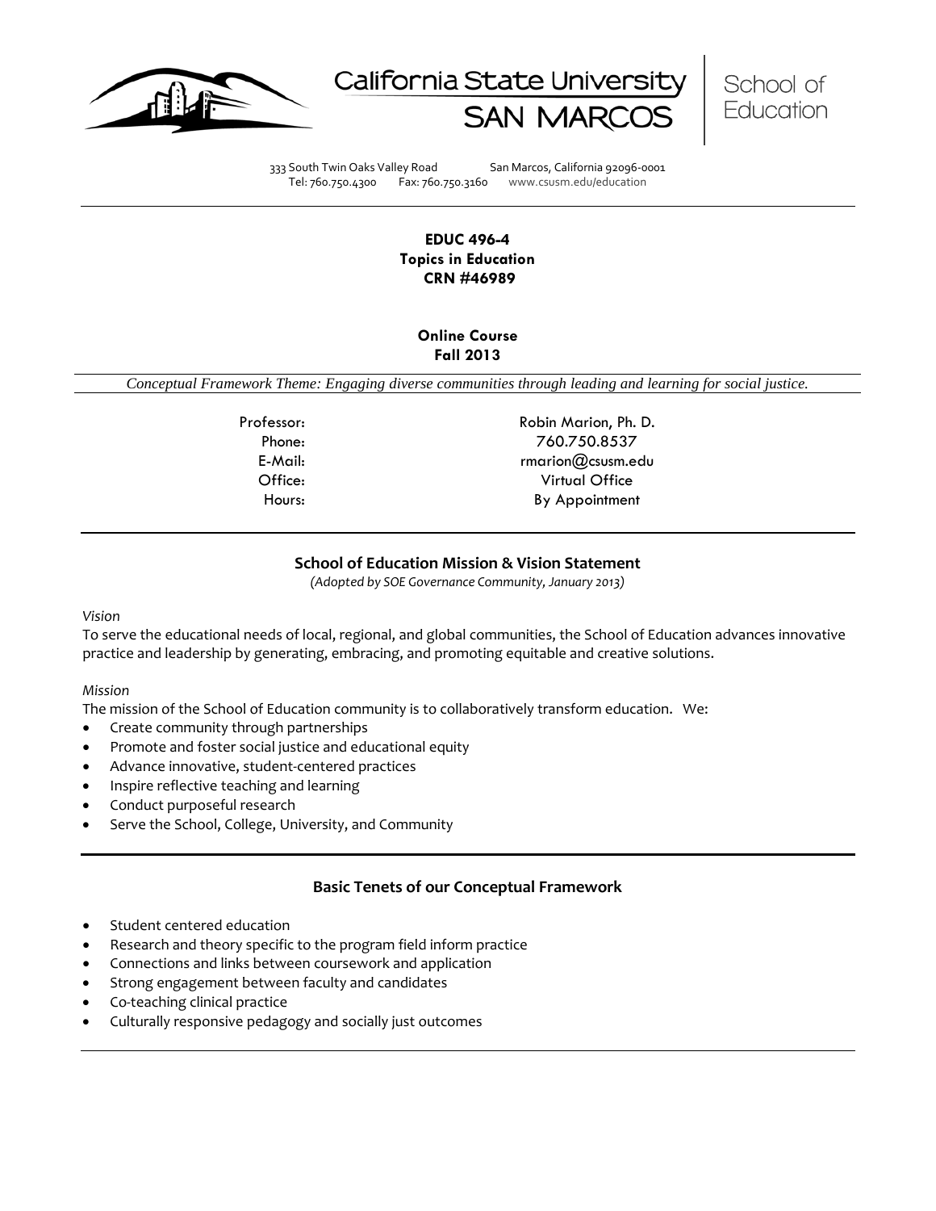California State University SAN MARCOS | School of Education

333 South Twin Oaks Valley Road San Marcos, California 92096-0001
Tel: 760.750.4300 Fax: 760.750.3160 www.csusm.edu/education

---

**EDUC 496-4**
**Topics in Education**
**CRN #46989**

**Online Course**
**Fall 2013**

*Conceptual Framework Theme: Engaging diverse communities through leading and learning for social justice.*

| | |
|---|---|
| Professor: | Robin Marion, Ph. D. |
| Phone: | 760.750.8537 |
| E-Mail: | rmarion@csusm.edu |
| Office: | Virtual Office |
| Hours: | By Appointment |

## School of Education Mission & Vision Statement

*(Adopted by SOE Governance Community, January 2013)*

*Vision*

To serve the educational needs of local, regional, and global communities, the School of Education advances innovative practice and leadership by generating, embracing, and promoting equitable and creative solutions.

*Mission*

The mission of the School of Education community is to collaboratively transform education. We:

- Create community through partnerships
- Promote and foster social justice and educational equity
- Advance innovative, student-centered practices
- Inspire reflective teaching and learning
- Conduct purposeful research
- Serve the School, College, University, and Community

## Basic Tenets of our Conceptual Framework

- Student centered education
- Research and theory specific to the program field inform practice
- Connections and links between coursework and application
- Strong engagement between faculty and candidates
- Co-teaching clinical practice
- Culturally responsive pedagogy and socially just outcomes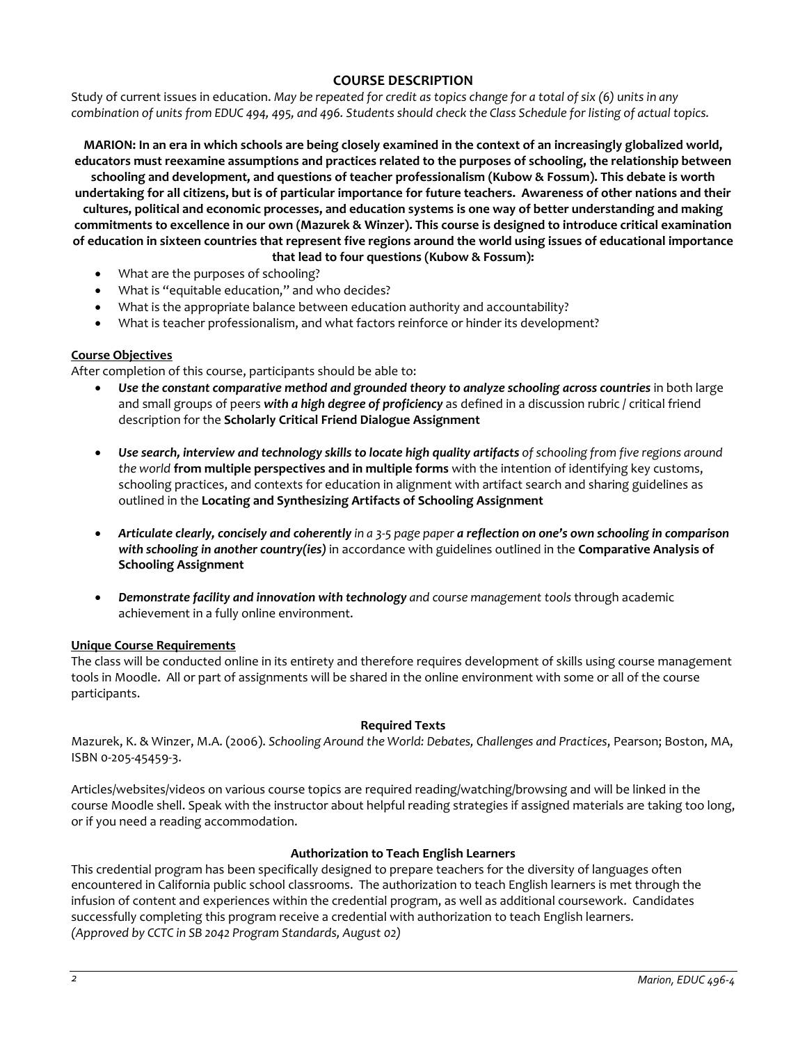## COURSE DESCRIPTION

Study of current issues in education. *May be repeated for credit as topics change for a total of six (6) units in any combination of units from EDUC 494, 495, and 496. Students should check the Class Schedule for listing of actual topics.*

**MARION: In an era in which schools are being closely examined in the context of an increasingly globalized world, educators must reexamine assumptions and practices related to the purposes of schooling, the relationship between schooling and development, and questions of teacher professionalism (Kubow & Fossum). This debate is worth undertaking for all citizens, but is of particular importance for future teachers. Awareness of other nations and their cultures, political and economic processes, and education systems is one way of better understanding and making commitments to excellence in our own (Mazurek & Winzer). This course is designed to introduce critical examination of education in sixteen countries that represent five regions around the world using issues of educational importance that lead to four questions (Kubow & Fossum):**

- What are the purposes of schooling?
- What is "equitable education," and who decides?
- What is the appropriate balance between education authority and accountability?
- What is teacher professionalism, and what factors reinforce or hinder its development?

### Course Objectives

After completion of this course, participants should be able to:

- ***Use the constant comparative method and grounded theory to analyze schooling across countries*** in both large and small groups of peers ***with a high degree of proficiency*** as defined in a discussion rubric / critical friend description for the **Scholarly Critical Friend Dialogue Assignment**

- ***Use search, interview and technology skills to locate high quality artifacts*** *of schooling from five regions around the world* **from multiple perspectives and in multiple forms** with the intention of identifying key customs, schooling practices, and contexts for education in alignment with artifact search and sharing guidelines as outlined in the **Locating and Synthesizing Artifacts of Schooling Assignment**

- ***Articulate clearly, concisely and coherently*** *in a 3-5 page paper* ***a reflection on one's own schooling in comparison with schooling in another country(ies)*** in accordance with guidelines outlined in the **Comparative Analysis of Schooling Assignment**

- ***Demonstrate facility and innovation with technology*** *and course management tools* through academic achievement in a fully online environment.

### Unique Course Requirements

The class will be conducted online in its entirety and therefore requires development of skills using course management tools in Moodle. All or part of assignments will be shared in the online environment with some or all of the course participants.

### Required Texts

Mazurek, K. & Winzer, M.A. (2006). *Schooling Around the World: Debates, Challenges and Practices*, Pearson; Boston, MA, ISBN 0-205-45459-3.

Articles/websites/videos on various course topics are required reading/watching/browsing and will be linked in the course Moodle shell. Speak with the instructor about helpful reading strategies if assigned materials are taking too long, or if you need a reading accommodation.

### Authorization to Teach English Learners

This credential program has been specifically designed to prepare teachers for the diversity of languages often encountered in California public school classrooms. The authorization to teach English learners is met through the infusion of content and experiences within the credential program, as well as additional coursework. Candidates successfully completing this program receive a credential with authorization to teach English learners.
*(Approved by CCTC in SB 2042 Program Standards, August 02)*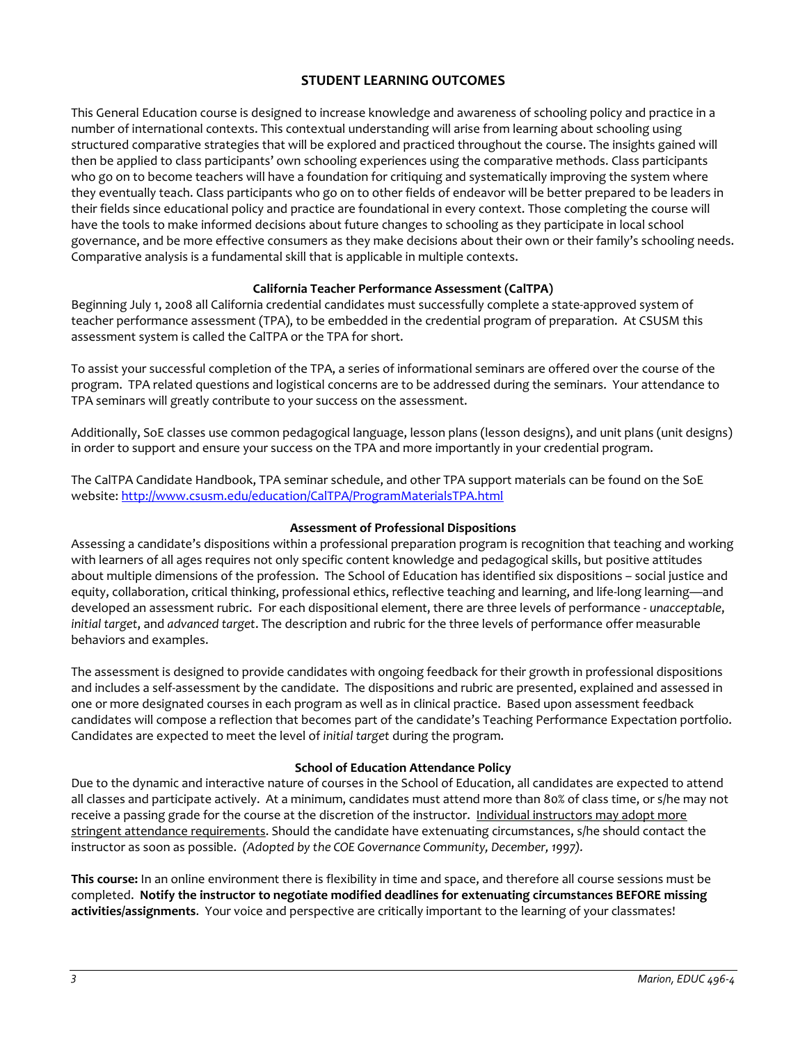## STUDENT LEARNING OUTCOMES

This General Education course is designed to increase knowledge and awareness of schooling policy and practice in a number of international contexts. This contextual understanding will arise from learning about schooling using structured comparative strategies that will be explored and practiced throughout the course. The insights gained will then be applied to class participants' own schooling experiences using the comparative methods. Class participants who go on to become teachers will have a foundation for critiquing and systematically improving the system where they eventually teach. Class participants who go on to other fields of endeavor will be better prepared to be leaders in their fields since educational policy and practice are foundational in every context. Those completing the course will have the tools to make informed decisions about future changes to schooling as they participate in local school governance, and be more effective consumers as they make decisions about their own or their family's schooling needs. Comparative analysis is a fundamental skill that is applicable in multiple contexts.

### California Teacher Performance Assessment (CalTPA)

Beginning July 1, 2008 all California credential candidates must successfully complete a state-approved system of teacher performance assessment (TPA), to be embedded in the credential program of preparation. At CSUSM this assessment system is called the CalTPA or the TPA for short.

To assist your successful completion of the TPA, a series of informational seminars are offered over the course of the program. TPA related questions and logistical concerns are to be addressed during the seminars. Your attendance to TPA seminars will greatly contribute to your success on the assessment.

Additionally, SoE classes use common pedagogical language, lesson plans (lesson designs), and unit plans (unit designs) in order to support and ensure your success on the TPA and more importantly in your credential program.

The CalTPA Candidate Handbook, TPA seminar schedule, and other TPA support materials can be found on the SoE website: [http://www.csusm.edu/education/CalTPA/ProgramMaterialsTPA.html](http://www.csusm.edu/education/CalTPA/ProgramMaterialsTPA.html)

### Assessment of Professional Dispositions

Assessing a candidate's dispositions within a professional preparation program is recognition that teaching and working with learners of all ages requires not only specific content knowledge and pedagogical skills, but positive attitudes about multiple dimensions of the profession. The School of Education has identified six dispositions – social justice and equity, collaboration, critical thinking, professional ethics, reflective teaching and learning, and life-long learning—and developed an assessment rubric. For each dispositional element, there are three levels of performance - *unacceptable*, *initial target*, and *advanced target*. The description and rubric for the three levels of performance offer measurable behaviors and examples.

The assessment is designed to provide candidates with ongoing feedback for their growth in professional dispositions and includes a self-assessment by the candidate. The dispositions and rubric are presented, explained and assessed in one or more designated courses in each program as well as in clinical practice. Based upon assessment feedback candidates will compose a reflection that becomes part of the candidate's Teaching Performance Expectation portfolio. Candidates are expected to meet the level of *initial target* during the program.

### School of Education Attendance Policy

Due to the dynamic and interactive nature of courses in the School of Education, all candidates are expected to attend all classes and participate actively. At a minimum, candidates must attend more than 80% of class time, or s/he may not receive a passing grade for the course at the discretion of the instructor. Individual instructors may adopt more stringent attendance requirements. Should the candidate have extenuating circumstances, s/he should contact the instructor as soon as possible. *(Adopted by the COE Governance Community, December, 1997).*

**This course:** In an online environment there is flexibility in time and space, and therefore all course sessions must be completed. **Notify the instructor to negotiate modified deadlines for extenuating circumstances BEFORE missing activities/assignments**. Your voice and perspective are critically important to the learning of your classmates!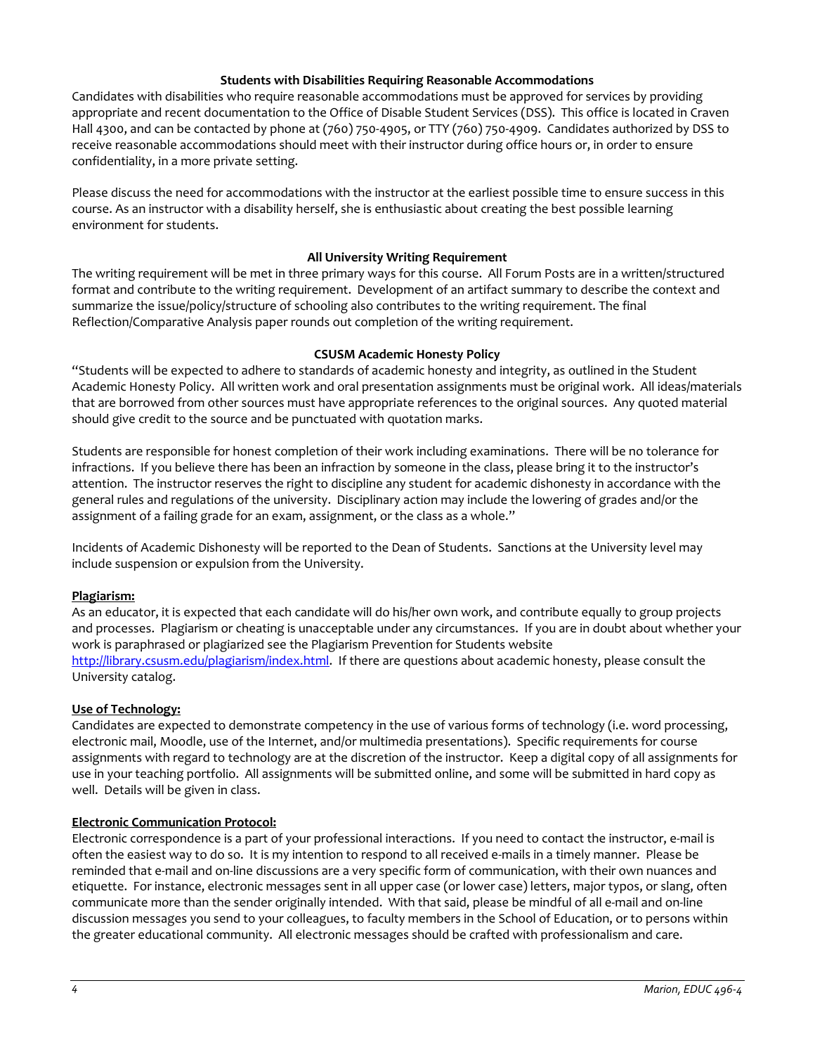### Students with Disabilities Requiring Reasonable Accommodations

Candidates with disabilities who require reasonable accommodations must be approved for services by providing appropriate and recent documentation to the Office of Disable Student Services (DSS). This office is located in Craven Hall 4300, and can be contacted by phone at (760) 750-4905, or TTY (760) 750-4909. Candidates authorized by DSS to receive reasonable accommodations should meet with their instructor during office hours or, in order to ensure confidentiality, in a more private setting.

Please discuss the need for accommodations with the instructor at the earliest possible time to ensure success in this course. As an instructor with a disability herself, she is enthusiastic about creating the best possible learning environment for students.

### All University Writing Requirement

The writing requirement will be met in three primary ways for this course. All Forum Posts are in a written/structured format and contribute to the writing requirement. Development of an artifact summary to describe the context and summarize the issue/policy/structure of schooling also contributes to the writing requirement. The final Reflection/Comparative Analysis paper rounds out completion of the writing requirement.

### CSUSM Academic Honesty Policy

"Students will be expected to adhere to standards of academic honesty and integrity, as outlined in the Student Academic Honesty Policy. All written work and oral presentation assignments must be original work. All ideas/materials that are borrowed from other sources must have appropriate references to the original sources. Any quoted material should give credit to the source and be punctuated with quotation marks.

Students are responsible for honest completion of their work including examinations. There will be no tolerance for infractions. If you believe there has been an infraction by someone in the class, please bring it to the instructor's attention. The instructor reserves the right to discipline any student for academic dishonesty in accordance with the general rules and regulations of the university. Disciplinary action may include the lowering of grades and/or the assignment of a failing grade for an exam, assignment, or the class as a whole."

Incidents of Academic Dishonesty will be reported to the Dean of Students. Sanctions at the University level may include suspension or expulsion from the University.

#### Plagiarism:

As an educator, it is expected that each candidate will do his/her own work, and contribute equally to group projects and processes. Plagiarism or cheating is unacceptable under any circumstances. If you are in doubt about whether your work is paraphrased or plagiarized see the Plagiarism Prevention for Students website http://library.csusm.edu/plagiarism/index.html. If there are questions about academic honesty, please consult the University catalog.

#### Use of Technology:

Candidates are expected to demonstrate competency in the use of various forms of technology (i.e. word processing, electronic mail, Moodle, use of the Internet, and/or multimedia presentations). Specific requirements for course assignments with regard to technology are at the discretion of the instructor. Keep a digital copy of all assignments for use in your teaching portfolio. All assignments will be submitted online, and some will be submitted in hard copy as well. Details will be given in class.

#### Electronic Communication Protocol:

Electronic correspondence is a part of your professional interactions. If you need to contact the instructor, e-mail is often the easiest way to do so. It is my intention to respond to all received e-mails in a timely manner. Please be reminded that e-mail and on-line discussions are a very specific form of communication, with their own nuances and etiquette. For instance, electronic messages sent in all upper case (or lower case) letters, major typos, or slang, often communicate more than the sender originally intended. With that said, please be mindful of all e-mail and on-line discussion messages you send to your colleagues, to faculty members in the School of Education, or to persons within the greater educational community. All electronic messages should be crafted with professionalism and care.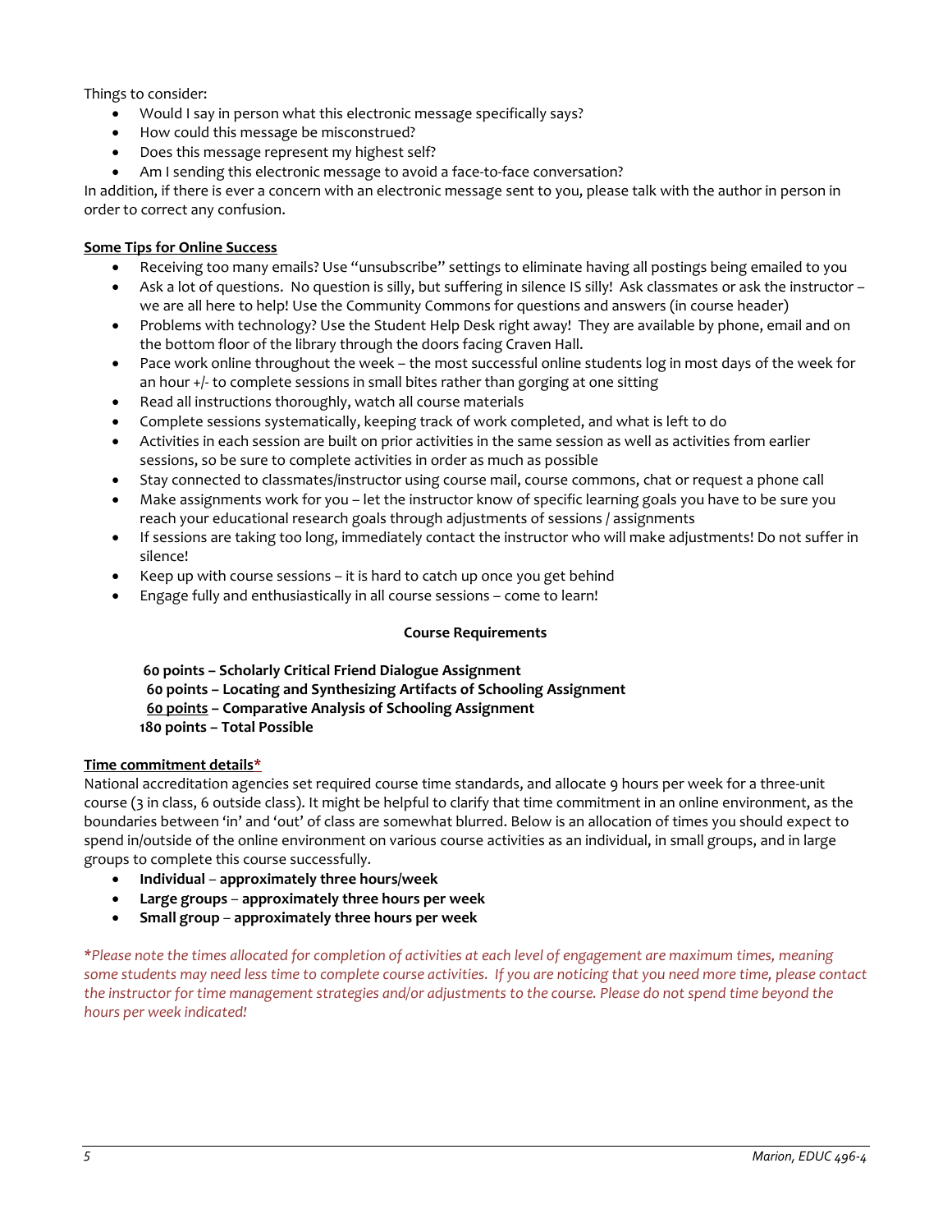Things to consider:

- Would I say in person what this electronic message specifically says?
- How could this message be misconstrued?
- Does this message represent my highest self?
- Am I sending this electronic message to avoid a face-to-face conversation?

In addition, if there is ever a concern with an electronic message sent to you, please talk with the author in person in order to correct any confusion.

**Some Tips for Online Success**

- Receiving too many emails? Use "unsubscribe" settings to eliminate having all postings being emailed to you
- Ask a lot of questions. No question is silly, but suffering in silence IS silly! Ask classmates or ask the instructor – we are all here to help! Use the Community Commons for questions and answers (in course header)
- Problems with technology? Use the Student Help Desk right away! They are available by phone, email and on the bottom floor of the library through the doors facing Craven Hall.
- Pace work online throughout the week – the most successful online students log in most days of the week for an hour +/- to complete sessions in small bites rather than gorging at one sitting
- Read all instructions thoroughly, watch all course materials
- Complete sessions systematically, keeping track of work completed, and what is left to do
- Activities in each session are built on prior activities in the same session as well as activities from earlier sessions, so be sure to complete activities in order as much as possible
- Stay connected to classmates/instructor using course mail, course commons, chat or request a phone call
- Make assignments work for you – let the instructor know of specific learning goals you have to be sure you reach your educational research goals through adjustments of sessions / assignments
- If sessions are taking too long, immediately contact the instructor who will make adjustments! Do not suffer in silence!
- Keep up with course sessions – it is hard to catch up once you get behind
- Engage fully and enthusiastically in all course sessions – come to learn!

## Course Requirements

**60 points – Scholarly Critical Friend Dialogue Assignment**
**60 points – Locating and Synthesizing Artifacts of Schooling Assignment**
**60 points – Comparative Analysis of Schooling Assignment**
**180 points – Total Possible**

**Time commitment details***

National accreditation agencies set required course time standards, and allocate 9 hours per week for a three-unit course (3 in class, 6 outside class). It might be helpful to clarify that time commitment in an online environment, as the boundaries between 'in' and 'out' of class are somewhat blurred. Below is an allocation of times you should expect to spend in/outside of the online environment on various course activities as an individual, in small groups, and in large groups to complete this course successfully.

- **Individual – approximately three hours/week**
- **Large groups – approximately three hours per week**
- **Small group – approximately three hours per week**

**Please note the times allocated for completion of activities at each level of engagement are maximum times, meaning some students may need less time to complete course activities. If you are noticing that you need more time, please contact the instructor for time management strategies and/or adjustments to the course. Please do not spend time beyond the hours per week indicated!*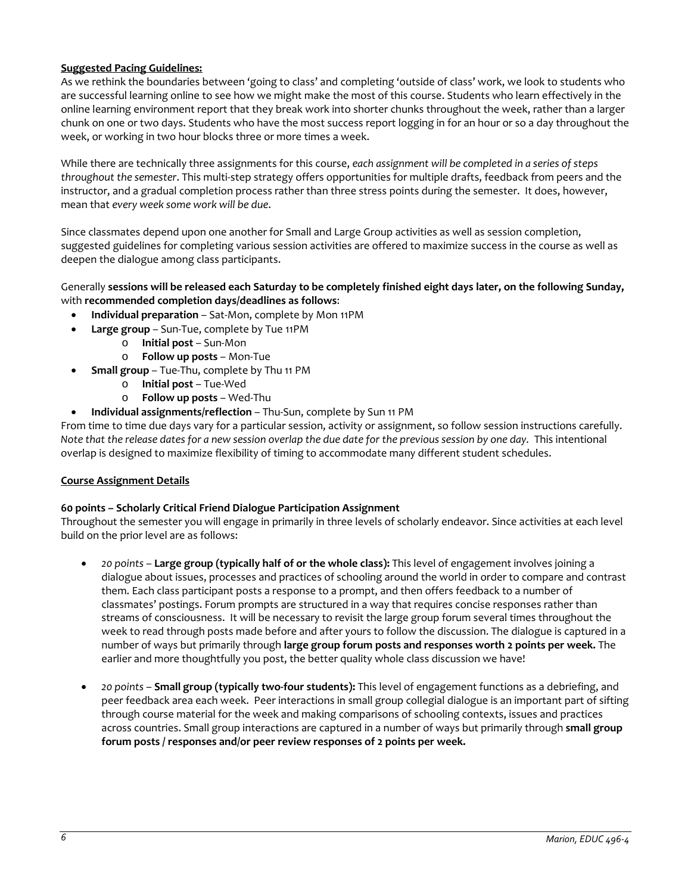**Suggested Pacing Guidelines:**

As we rethink the boundaries between 'going to class' and completing 'outside of class' work, we look to students who are successful learning online to see how we might make the most of this course. Students who learn effectively in the online learning environment report that they break work into shorter chunks throughout the week, rather than a larger chunk on one or two days. Students who have the most success report logging in for an hour or so a day throughout the week, or working in two hour blocks three or more times a week.

While there are technically three assignments for this course, *each assignment will be completed in a series of steps throughout the semester*. This multi-step strategy offers opportunities for multiple drafts, feedback from peers and the instructor, and a gradual completion process rather than three stress points during the semester. It does, however, mean that *every week some work will be due.*

Since classmates depend upon one another for Small and Large Group activities as well as session completion, suggested guidelines for completing various session activities are offered to maximize success in the course as well as deepen the dialogue among class participants.

Generally **sessions will be released each Saturday to be completely finished eight days later, on the following Sunday,** with **recommended completion days/deadlines as follows**:

- **Individual preparation** – Sat-Mon, complete by Mon 11PM
- **Large group** – Sun-Tue, complete by Tue 11PM
    - **Initial post** – Sun-Mon
    - **Follow up posts** – Mon-Tue
- **Small group** – Tue-Thu, complete by Thu 11 PM
    - **Initial post** – Tue-Wed
    - **Follow up posts** – Wed-Thu
- **Individual assignments/reflection** – Thu-Sun, complete by Sun 11 PM

From time to time due days vary for a particular session, activity or assignment, so follow session instructions carefully. *Note that the release dates for a new session overlap the due date for the previous session by one day.* This intentional overlap is designed to maximize flexibility of timing to accommodate many different student schedules.

**Course Assignment Details**

**60 points – Scholarly Critical Friend Dialogue Participation Assignment**

Throughout the semester you will engage in primarily in three levels of scholarly endeavor. Since activities at each level build on the prior level are as follows:

- *20 points* – **Large group (typically half of or the whole class):** This level of engagement involves joining a dialogue about issues, processes and practices of schooling around the world in order to compare and contrast them. Each class participant posts a response to a prompt, and then offers feedback to a number of classmates' postings. Forum prompts are structured in a way that requires concise responses rather than streams of consciousness. It will be necessary to revisit the large group forum several times throughout the week to read through posts made before and after yours to follow the discussion. The dialogue is captured in a number of ways but primarily through **large group forum posts and responses worth 2 points per week.** The earlier and more thoughtfully you post, the better quality whole class discussion we have!

- *20 points* – **Small group (typically two-four students):** This level of engagement functions as a debriefing, and peer feedback area each week. Peer interactions in small group collegial dialogue is an important part of sifting through course material for the week and making comparisons of schooling contexts, issues and practices across countries. Small group interactions are captured in a number of ways but primarily through **small group forum posts / responses and/or peer review responses of 2 points per week.**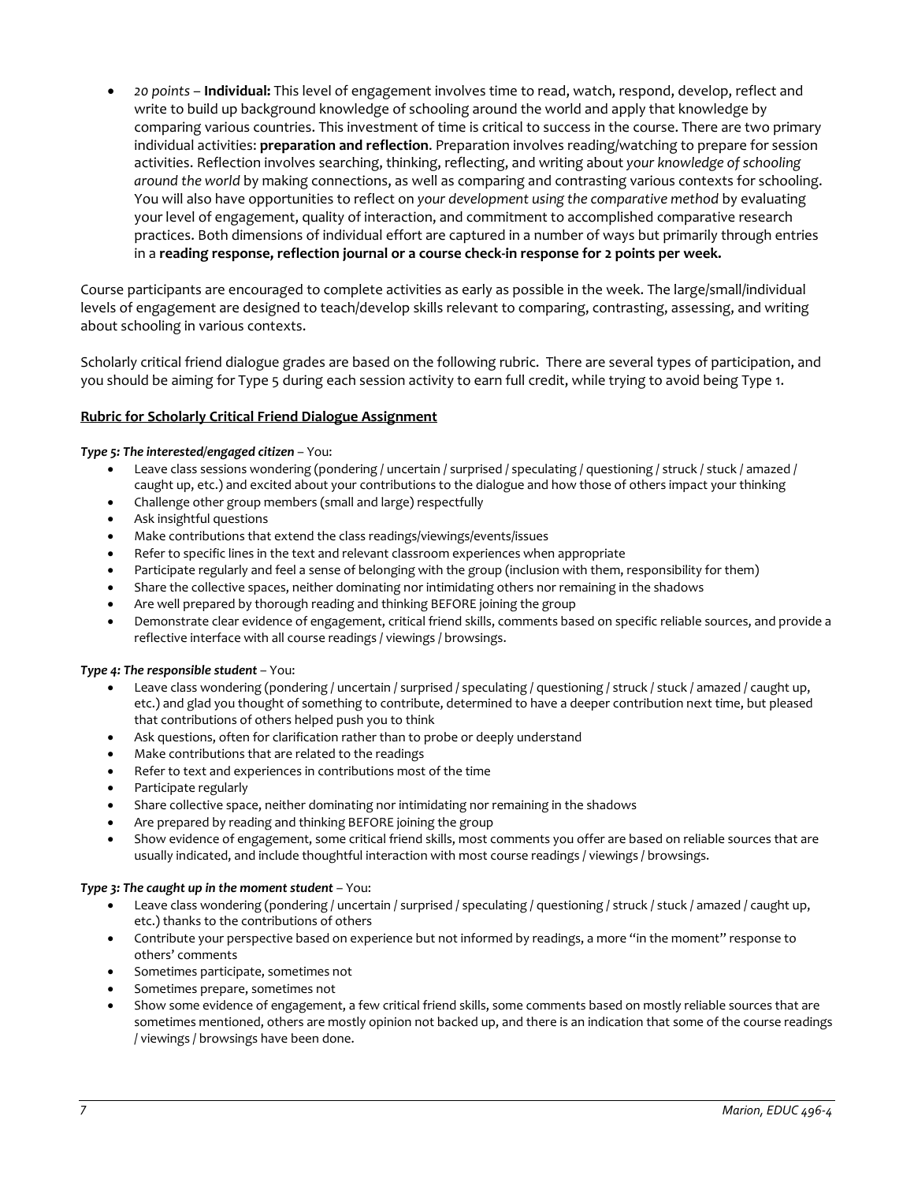- *20 points* – **Individual:** This level of engagement involves time to read, watch, respond, develop, reflect and write to build up background knowledge of schooling around the world and apply that knowledge by comparing various countries. This investment of time is critical to success in the course. There are two primary individual activities: **preparation and reflection**. Preparation involves reading/watching to prepare for session activities. Reflection involves searching, thinking, reflecting, and writing about *your knowledge of schooling around the world* by making connections, as well as comparing and contrasting various contexts for schooling. You will also have opportunities to reflect on *your development using the comparative method* by evaluating your level of engagement, quality of interaction, and commitment to accomplished comparative research practices. Both dimensions of individual effort are captured in a number of ways but primarily through entries in a **reading response, reflection journal or a course check-in response for 2 points per week.**

Course participants are encouraged to complete activities as early as possible in the week. The large/small/individual levels of engagement are designed to teach/develop skills relevant to comparing, contrasting, assessing, and writing about schooling in various contexts.

Scholarly critical friend dialogue grades are based on the following rubric. There are several types of participation, and you should be aiming for Type 5 during each session activity to earn full credit, while trying to avoid being Type 1.

**<u>Rubric for Scholarly Critical Friend Dialogue Assignment</u>**

***Type 5: The interested/engaged citizen*** – You:

- Leave class sessions wondering (pondering / uncertain / surprised / speculating / questioning / struck / stuck / amazed / caught up, etc.) and excited about your contributions to the dialogue and how those of others impact your thinking
- Challenge other group members (small and large) respectfully
- Ask insightful questions
- Make contributions that extend the class readings/viewings/events/issues
- Refer to specific lines in the text and relevant classroom experiences when appropriate
- Participate regularly and feel a sense of belonging with the group (inclusion with them, responsibility for them)
- Share the collective spaces, neither dominating nor intimidating others nor remaining in the shadows
- Are well prepared by thorough reading and thinking BEFORE joining the group
- Demonstrate clear evidence of engagement, critical friend skills, comments based on specific reliable sources, and provide a reflective interface with all course readings / viewings / browsings.

***Type 4: The responsible student*** – You:

- Leave class wondering (pondering / uncertain / surprised / speculating / questioning / struck / stuck / amazed / caught up, etc.) and glad you thought of something to contribute, determined to have a deeper contribution next time, but pleased that contributions of others helped push you to think
- Ask questions, often for clarification rather than to probe or deeply understand
- Make contributions that are related to the readings
- Refer to text and experiences in contributions most of the time
- Participate regularly
- Share collective space, neither dominating nor intimidating nor remaining in the shadows
- Are prepared by reading and thinking BEFORE joining the group
- Show evidence of engagement, some critical friend skills, most comments you offer are based on reliable sources that are usually indicated, and include thoughtful interaction with most course readings / viewings / browsings.

***Type 3: The caught up in the moment student*** – You:

- Leave class wondering (pondering / uncertain / surprised / speculating / questioning / struck / stuck / amazed / caught up, etc.) thanks to the contributions of others
- Contribute your perspective based on experience but not informed by readings, a more "in the moment" response to others' comments
- Sometimes participate, sometimes not
- Sometimes prepare, sometimes not
- Show some evidence of engagement, a few critical friend skills, some comments based on mostly reliable sources that are sometimes mentioned, others are mostly opinion not backed up, and there is an indication that some of the course readings / viewings / browsings have been done.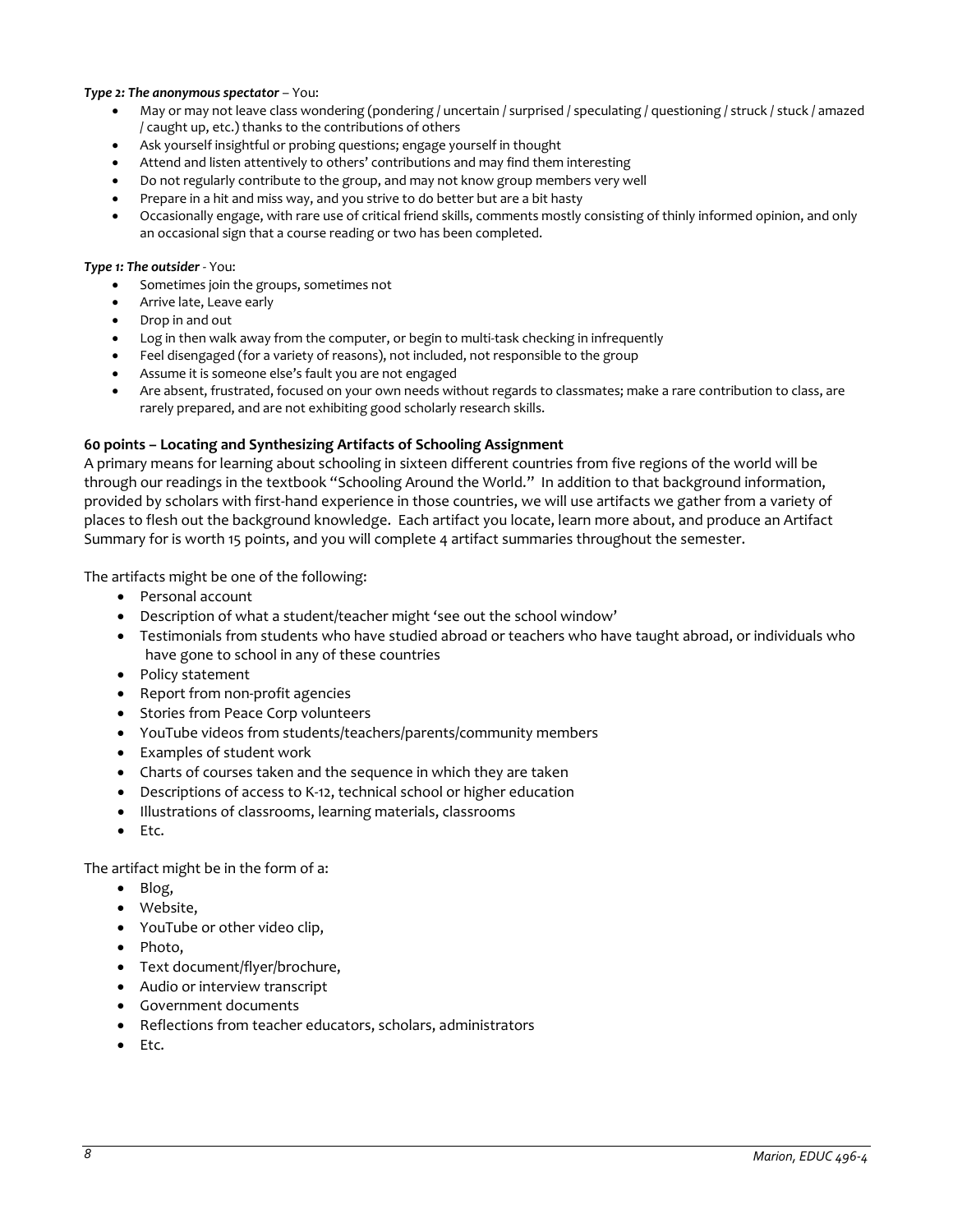***Type 2: The anonymous spectator*** – You:

- May or may not leave class wondering (pondering / uncertain / surprised / speculating / questioning / struck / stuck / amazed / caught up, etc.) thanks to the contributions of others
- Ask yourself insightful or probing questions; engage yourself in thought
- Attend and listen attentively to others' contributions and may find them interesting
- Do not regularly contribute to the group, and may not know group members very well
- Prepare in a hit and miss way, and you strive to do better but are a bit hasty
- Occasionally engage, with rare use of critical friend skills, comments mostly consisting of thinly informed opinion, and only an occasional sign that a course reading or two has been completed.

***Type 1: The outsider*** - You:

- Sometimes join the groups, sometimes not
- Arrive late, Leave early
- Drop in and out
- Log in then walk away from the computer, or begin to multi-task checking in infrequently
- Feel disengaged (for a variety of reasons), not included, not responsible to the group
- Assume it is someone else's fault you are not engaged
- Are absent, frustrated, focused on your own needs without regards to classmates; make a rare contribution to class, are rarely prepared, and are not exhibiting good scholarly research skills.

**60 points – Locating and Synthesizing Artifacts of Schooling Assignment**

A primary means for learning about schooling in sixteen different countries from five regions of the world will be through our readings in the textbook "Schooling Around the World." In addition to that background information, provided by scholars with first-hand experience in those countries, we will use artifacts we gather from a variety of places to flesh out the background knowledge. Each artifact you locate, learn more about, and produce an Artifact Summary for is worth 15 points, and you will complete 4 artifact summaries throughout the semester.

The artifacts might be one of the following:

- Personal account
- Description of what a student/teacher might 'see out the school window'
- Testimonials from students who have studied abroad or teachers who have taught abroad, or individuals who have gone to school in any of these countries
- Policy statement
- Report from non-profit agencies
- Stories from Peace Corp volunteers
- YouTube videos from students/teachers/parents/community members
- Examples of student work
- Charts of courses taken and the sequence in which they are taken
- Descriptions of access to K-12, technical school or higher education
- Illustrations of classrooms, learning materials, classrooms
- Etc.

The artifact might be in the form of a:

- Blog,
- Website,
- YouTube or other video clip,
- Photo,
- Text document/flyer/brochure,
- Audio or interview transcript
- Government documents
- Reflections from teacher educators, scholars, administrators
- Etc.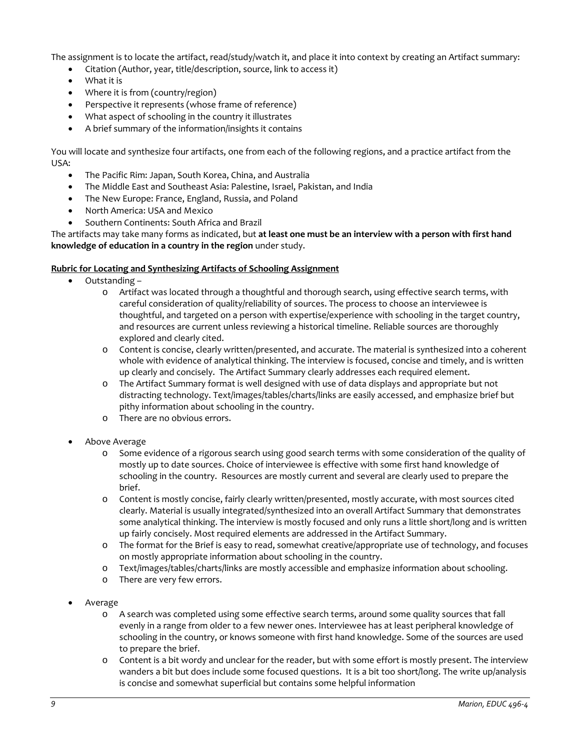The assignment is to locate the artifact, read/study/watch it, and place it into context by creating an Artifact summary:

- Citation (Author, year, title/description, source, link to access it)
- What it is
- Where it is from (country/region)
- Perspective it represents (whose frame of reference)
- What aspect of schooling in the country it illustrates
- A brief summary of the information/insights it contains

You will locate and synthesize four artifacts, one from each of the following regions, and a practice artifact from the USA:

- The Pacific Rim: Japan, South Korea, China, and Australia
- The Middle East and Southeast Asia: Palestine, Israel, Pakistan, and India
- The New Europe: France, England, Russia, and Poland
- North America: USA and Mexico
- Southern Continents: South Africa and Brazil

The artifacts may take many forms as indicated, but **at least one must be an interview with a person with first hand knowledge of education in a country in the region** under study.

**Rubric for Locating and Synthesizing Artifacts of Schooling Assignment**

- Outstanding –
  - Artifact was located through a thoughtful and thorough search, using effective search terms, with careful consideration of quality/reliability of sources. The process to choose an interviewee is thoughtful, and targeted on a person with expertise/experience with schooling in the target country, and resources are current unless reviewing a historical timeline. Reliable sources are thoroughly explored and clearly cited.
  - Content is concise, clearly written/presented, and accurate. The material is synthesized into a coherent whole with evidence of analytical thinking. The interview is focused, concise and timely, and is written up clearly and concisely. The Artifact Summary clearly addresses each required element.
  - The Artifact Summary format is well designed with use of data displays and appropriate but not distracting technology. Text/images/tables/charts/links are easily accessed, and emphasize brief but pithy information about schooling in the country.
  - There are no obvious errors.

- Above Average
  - Some evidence of a rigorous search using good search terms with some consideration of the quality of mostly up to date sources. Choice of interviewee is effective with some first hand knowledge of schooling in the country. Resources are mostly current and several are clearly used to prepare the brief.
  - Content is mostly concise, fairly clearly written/presented, mostly accurate, with most sources cited clearly. Material is usually integrated/synthesized into an overall Artifact Summary that demonstrates some analytical thinking. The interview is mostly focused and only runs a little short/long and is written up fairly concisely. Most required elements are addressed in the Artifact Summary.
  - The format for the Brief is easy to read, somewhat creative/appropriate use of technology, and focuses on mostly appropriate information about schooling in the country.
  - Text/images/tables/charts/links are mostly accessible and emphasize information about schooling.
  - There are very few errors.

- Average
  - A search was completed using some effective search terms, around some quality sources that fall evenly in a range from older to a few newer ones. Interviewee has at least peripheral knowledge of schooling in the country, or knows someone with first hand knowledge. Some of the sources are used to prepare the brief.
  - Content is a bit wordy and unclear for the reader, but with some effort is mostly present. The interview wanders a bit but does include some focused questions. It is a bit too short/long. The write up/analysis is concise and somewhat superficial but contains some helpful information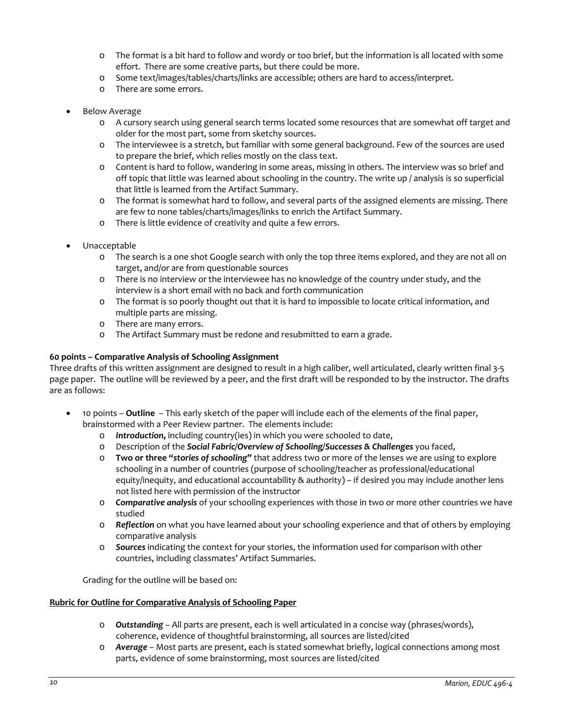- The format is a bit hard to follow and wordy or too brief, but the information is all located with some effort. There are some creative parts, but there could be more.
  - Some text/images/tables/charts/links are accessible; others are hard to access/interpret.
  - There are some errors.

- Below Average
  - A cursory search using general search terms located some resources that are somewhat off target and older for the most part, some from sketchy sources.
  - The interviewee is a stretch, but familiar with some general background. Few of the sources are used to prepare the brief, which relies mostly on the class text.
  - Content is hard to follow, wandering in some areas, missing in others. The interview was so brief and off topic that little was learned about schooling in the country. The write up / analysis is so superficial that little is learned from the Artifact Summary.
  - The format is somewhat hard to follow, and several parts of the assigned elements are missing. There are few to none tables/charts/images/links to enrich the Artifact Summary.
  - There is little evidence of creativity and quite a few errors.

- Unacceptable
  - The search is a one shot Google search with only the top three items explored, and they are not all on target, and/or are from questionable sources
  - There is no interview or the interviewee has no knowledge of the country under study, and the interview is a short email with no back and forth communication
  - The format is so poorly thought out that it is hard to impossible to locate critical information, and multiple parts are missing.
  - There are many errors.
  - The Artifact Summary must be redone and resubmitted to earn a grade.

**60 points – Comparative Analysis of Schooling Assignment**

Three drafts of this written assignment are designed to result in a high caliber, well articulated, clearly written final 3-5 page paper. The outline will be reviewed by a peer, and the first draft will be responded to by the instructor. The drafts are as follows:

- 10 points – **Outline** – This early sketch of the paper will include each of the elements of the final paper, brainstormed with a Peer Review partner. The elements include:
  - ***Introduction,*** including country(ies) in which you were schooled to date,
  - Description of the ***Social Fabric/Overview of Schooling/Successes & Challenges*** you faced,
  - **Two or three "*stories of schooling*"** that address two or more of the lenses we are using to explore schooling in a number of countries (purpose of schooling/teacher as professional/educational equity/inequity, and educational accountability & authority) – if desired you may include another lens not listed here with permission of the instructor
  - ***Comparative analysis*** of your schooling experiences with those in two or more other countries we have studied
  - ***Reflection*** on what you have learned about your schooling experience and that of others by employing comparative analysis
  - ***Sources*** indicating the context for your stories, the information used for comparison with other countries, including classmates' Artifact Summaries.

  Grading for the outline will be based on:

**<u>Rubric for Outline for Comparative Analysis of Schooling Paper</u>**

- ***Outstanding*** – All parts are present, each is well articulated in a concise way (phrases/words), coherence, evidence of thoughtful brainstorming, all sources are listed/cited
- ***Average*** – Most parts are present, each is stated somewhat briefly, logical connections among most parts, evidence of some brainstorming, most sources are listed/cited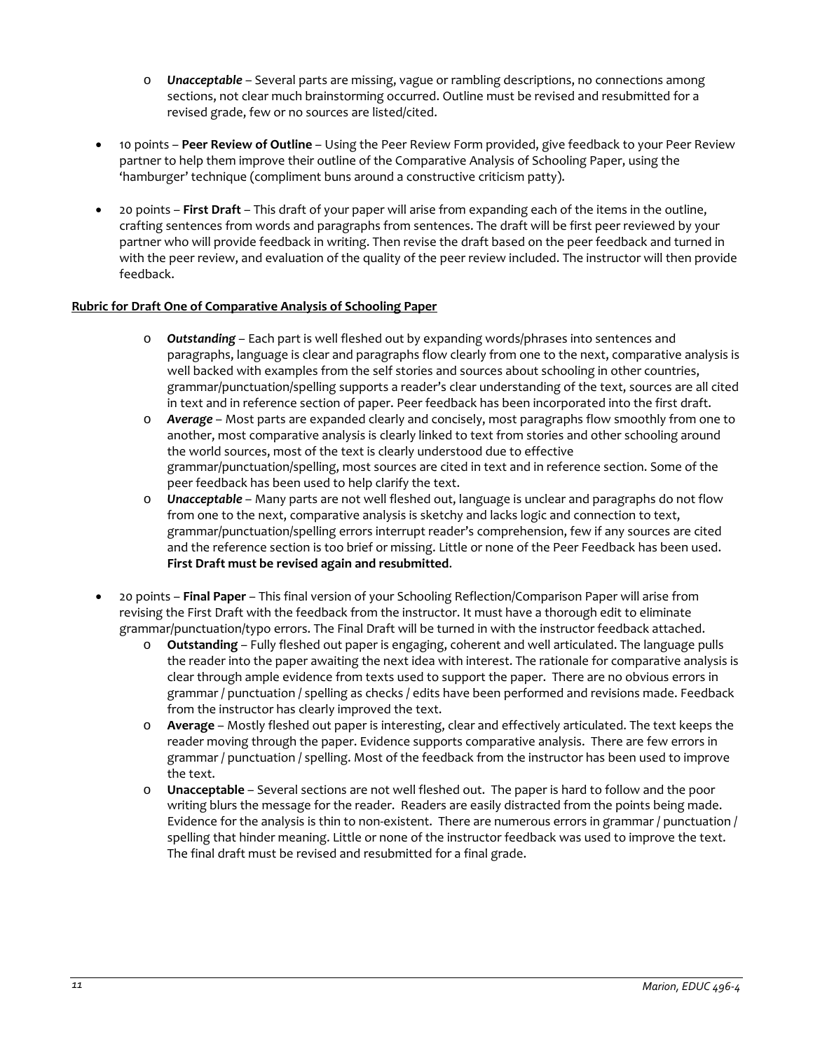- *Unacceptable* – Several parts are missing, vague or rambling descriptions, no connections among sections, not clear much brainstorming occurred. Outline must be revised and resubmitted for a revised grade, few or no sources are listed/cited.

- 10 points – **Peer Review of Outline** – Using the Peer Review Form provided, give feedback to your Peer Review partner to help them improve their outline of the Comparative Analysis of Schooling Paper, using the 'hamburger' technique (compliment buns around a constructive criticism patty).

- 20 points – **First Draft** – This draft of your paper will arise from expanding each of the items in the outline, crafting sentences from words and paragraphs from sentences. The draft will be first peer reviewed by your partner who will provide feedback in writing. Then revise the draft based on the peer feedback and turned in with the peer review, and evaluation of the quality of the peer review included. The instructor will then provide feedback.

**Rubric for Draft One of Comparative Analysis of Schooling Paper**

- ***Outstanding*** – Each part is well fleshed out by expanding words/phrases into sentences and paragraphs, language is clear and paragraphs flow clearly from one to the next, comparative analysis is well backed with examples from the self stories and sources about schooling in other countries, grammar/punctuation/spelling supports a reader's clear understanding of the text, sources are all cited in text and in reference section of paper. Peer feedback has been incorporated into the first draft.
- ***Average*** – Most parts are expanded clearly and concisely, most paragraphs flow smoothly from one to another, most comparative analysis is clearly linked to text from stories and other schooling around the world sources, most of the text is clearly understood due to effective grammar/punctuation/spelling, most sources are cited in text and in reference section. Some of the peer feedback has been used to help clarify the text.
- ***Unacceptable*** – Many parts are not well fleshed out, language is unclear and paragraphs do not flow from one to the next, comparative analysis is sketchy and lacks logic and connection to text, grammar/punctuation/spelling errors interrupt reader's comprehension, few if any sources are cited and the reference section is too brief or missing. Little or none of the Peer Feedback has been used. **First Draft must be revised again and resubmitted**.

- 20 points – **Final Paper** – This final version of your Schooling Reflection/Comparison Paper will arise from revising the First Draft with the feedback from the instructor. It must have a thorough edit to eliminate grammar/punctuation/typo errors. The Final Draft will be turned in with the instructor feedback attached.
  - **Outstanding** – Fully fleshed out paper is engaging, coherent and well articulated. The language pulls the reader into the paper awaiting the next idea with interest. The rationale for comparative analysis is clear through ample evidence from texts used to support the paper. There are no obvious errors in grammar / punctuation / spelling as checks / edits have been performed and revisions made. Feedback from the instructor has clearly improved the text.
  - **Average** – Mostly fleshed out paper is interesting, clear and effectively articulated. The text keeps the reader moving through the paper. Evidence supports comparative analysis. There are few errors in grammar / punctuation / spelling. Most of the feedback from the instructor has been used to improve the text.
  - **Unacceptable** – Several sections are not well fleshed out. The paper is hard to follow and the poor writing blurs the message for the reader. Readers are easily distracted from the points being made. Evidence for the analysis is thin to non-existent. There are numerous errors in grammar / punctuation / spelling that hinder meaning. Little or none of the instructor feedback was used to improve the text. The final draft must be revised and resubmitted for a final grade.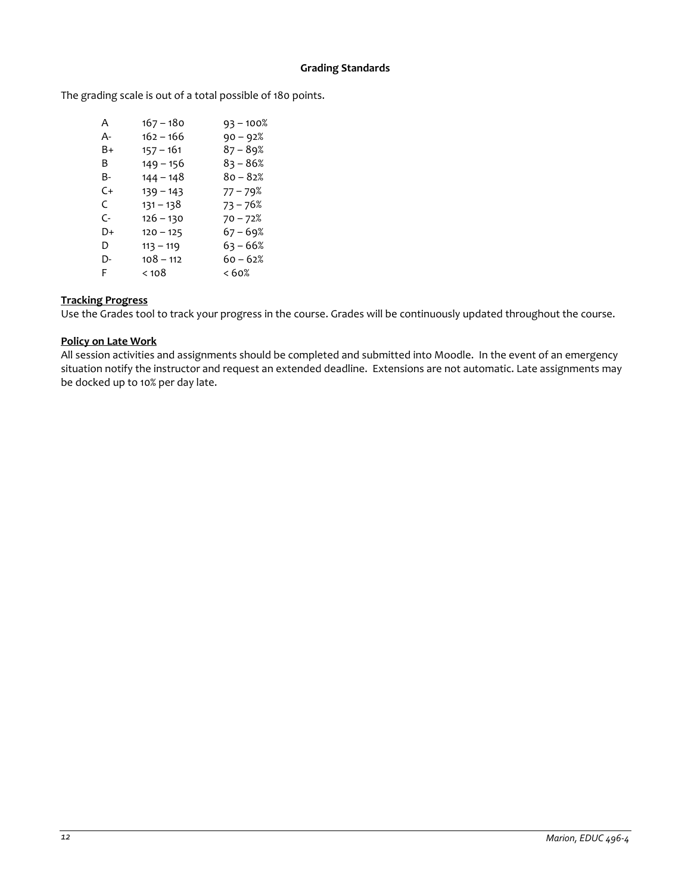**Grading Standards**

The grading scale is out of a total possible of 180 points.

| | | |
|---|---|---|
| A | 167 – 180 | 93 – 100% |
| A- | 162 – 166 | 90 – 92% |
| B+ | 157 – 161 | 87 – 89% |
| B | 149 – 156 | 83 – 86% |
| B- | 144 – 148 | 80 – 82% |
| C+ | 139 – 143 | 77 – 79% |
| C | 131 – 138 | 73 – 76% |
| C- | 126 – 130 | 70 – 72% |
| D+ | 120 – 125 | 67 – 69% |
| D | 113 – 119 | 63 – 66% |
| D- | 108 – 112 | 60 – 62% |
| F | < 108 | < 60% |

**Tracking Progress**

Use the Grades tool to track your progress in the course. Grades will be continuously updated throughout the course.

**Policy on Late Work**

All session activities and assignments should be completed and submitted into Moodle. In the event of an emergency situation notify the instructor and request an extended deadline. Extensions are not automatic. Late assignments may be docked up to 10% per day late.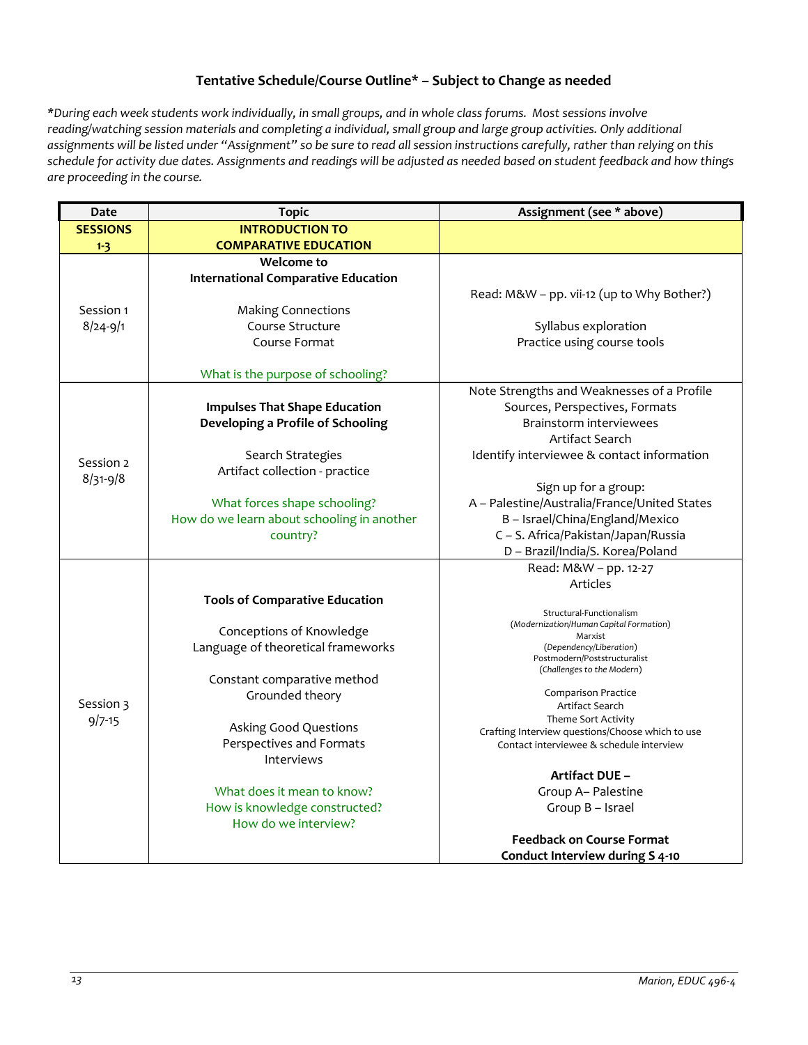## Tentative Schedule/Course Outline* – Subject to Change as needed

*\*During each week students work individually, in small groups, and in whole class forums. Most sessions involve reading/watching session materials and completing a individual, small group and large group activities. Only additional assignments will be listed under "Assignment" so be sure to read all session instructions carefully, rather than relying on this schedule for activity due dates. Assignments and readings will be adjusted as needed based on student feedback and how things are proceeding in the course.*

| Date | Topic | Assignment (see * above) |
|---|---|---|
| **SESSIONS 1-3** | **INTRODUCTION TO COMPARATIVE EDUCATION** | |
| Session 1<br>8/24-9/1 | **Welcome to International Comparative Education**<br><br>Making Connections<br>Course Structure<br>Course Format<br><br>What is the purpose of schooling? | Read: M&W – pp. vii-12 (up to Why Bother?)<br><br>Syllabus exploration<br>Practice using course tools |
| Session 2<br>8/31-9/8 | **Impulses That Shape Education**<br>**Developing a Profile of Schooling**<br><br>Search Strategies<br>Artifact collection - practice<br><br>What forces shape schooling?<br>How do we learn about schooling in another country? | Note Strengths and Weaknesses of a Profile<br>Sources, Perspectives, Formats<br>Brainstorm interviewees<br>Artifact Search<br>Identify interviewee & contact information<br><br>Sign up for a group:<br>A – Palestine/Australia/France/United States<br>B – Israel/China/England/Mexico<br>C – S. Africa/Pakistan/Japan/Russia<br>D – Brazil/India/S. Korea/Poland |
| Session 3<br>9/7-15 | **Tools of Comparative Education**<br><br>Conceptions of Knowledge<br>Language of theoretical frameworks<br><br>Constant comparative method<br>Grounded theory<br><br>Asking Good Questions<br>Perspectives and Formats<br>Interviews<br><br>What does it mean to know?<br>How is knowledge constructed?<br>How do we interview? | Read: M&W – pp. 12-27<br>Articles<br><br>Structural-Functionalism<br>(*Modernization/Human Capital Formation*)<br>Marxist<br>(*Dependency/Liberation*)<br>Postmodern/Poststructuralist<br>(*Challenges to the Modern*)<br><br>Comparison Practice<br>Artifact Search<br>Theme Sort Activity<br>Crafting Interview questions/Choose which to use<br>Contact interviewee & schedule interview<br><br>**Artifact DUE –**<br>Group A– Palestine<br>Group B – Israel<br><br>**Feedback on Course Format**<br>**Conduct Interview during S 4-10** |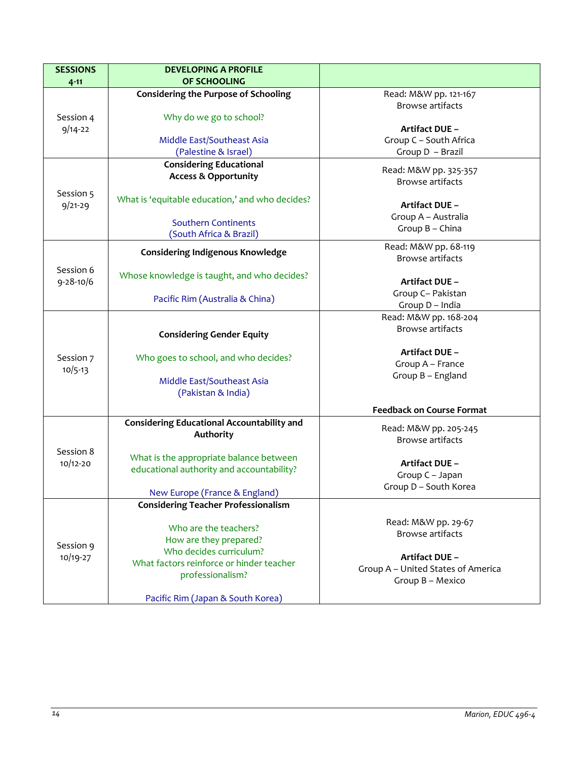| SESSIONS 4-11 | DEVELOPING A PROFILE OF SCHOOLING | |
|---|---|---|
| Session 4<br>9/14-22 | **Considering the Purpose of Schooling**<br><br>Why do we go to school?<br><br>Middle East/Southeast Asia<br>(Palestine & Israel) | Read: M&W pp. 121-167<br>Browse artifacts<br><br>**Artifact DUE –**<br>Group C – South Africa<br>Group D – Brazil |
| Session 5<br>9/21-29 | **Considering Educational Access & Opportunity**<br><br>What is 'equitable education,' and who decides?<br><br>Southern Continents<br>(South Africa & Brazil) | Read: M&W pp. 325-357<br>Browse artifacts<br><br>**Artifact DUE –**<br>Group A – Australia<br>Group B – China |
| Session 6<br>9-28-10/6 | **Considering Indigenous Knowledge**<br><br>Whose knowledge is taught, and who decides?<br><br>Pacific Rim (Australia & China) | Read: M&W pp. 68-119<br>Browse artifacts<br><br>**Artifact DUE –**<br>Group C– Pakistan<br>Group D – India |
| Session 7<br>10/5-13 | **Considering Gender Equity**<br><br>Who goes to school, and who decides?<br><br>Middle East/Southeast Asia<br>(Pakistan & India) | Read: M&W pp. 168-204<br>Browse artifacts<br><br>**Artifact DUE –**<br>Group A – France<br>Group B – England<br><br>**Feedback on Course Format** |
| Session 8<br>10/12-20 | **Considering Educational Accountability and Authority**<br><br>What is the appropriate balance between educational authority and accountability?<br><br>New Europe (France & England) | Read: M&W pp. 205-245<br>Browse artifacts<br><br>**Artifact DUE –**<br>Group C – Japan<br>Group D – South Korea |
| Session 9<br>10/19-27 | **Considering Teacher Professionalism**<br><br>Who are the teachers?<br>How are they prepared?<br>Who decides curriculum?<br>What factors reinforce or hinder teacher professionalism?<br><br>Pacific Rim (Japan & South Korea) | Read: M&W pp. 29-67<br>Browse artifacts<br><br>**Artifact DUE –**<br>Group A – United States of America<br>Group B – Mexico |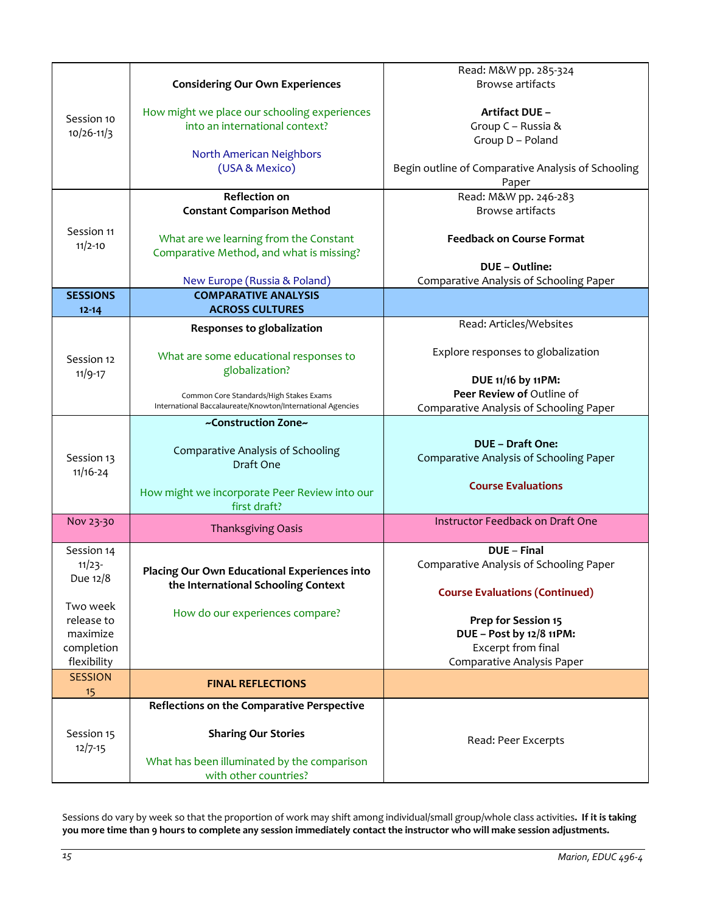| | | |
|---|---|---|
| Session 10<br>10/26-11/3 | **Considering Our Own Experiences**<br><br>How might we place our schooling experiences into an international context?<br><br>North American Neighbors<br>(USA & Mexico) | Read: M&W pp. 285-324<br>Browse artifacts<br><br>**Artifact DUE –**<br>Group C – Russia &<br>Group D – Poland<br><br>Begin outline of Comparative Analysis of Schooling Paper |
| Session 11<br>11/2-10 | **Reflection on**<br>**Constant Comparison Method**<br><br>What are we learning from the Constant Comparative Method, and what is missing?<br><br>New Europe (Russia & Poland) | Read: M&W pp. 246-283<br>Browse artifacts<br><br>**Feedback on Course Format**<br><br>**DUE – Outline:**<br>Comparative Analysis of Schooling Paper |
| **SESSIONS 12-14** | **COMPARATIVE ANALYSIS ACROSS CULTURES** | |
| Session 12<br>11/9-17 | **Responses to globalization**<br><br>What are some educational responses to globalization?<br><br>Common Core Standards/High Stakes Exams<br>International Baccalaureate/Knowton/International Agencies | Read: Articles/Websites<br><br>Explore responses to globalization<br><br>**DUE 11/16 by 11PM:**<br>**Peer Review of** Outline of<br>Comparative Analysis of Schooling Paper |
| Session 13<br>11/16-24 | **~Construction Zone~**<br><br>Comparative Analysis of Schooling<br>Draft One<br><br>How might we incorporate Peer Review into our first draft? | **DUE – Draft One:**<br>Comparative Analysis of Schooling Paper<br><br>**Course Evaluations** |
| Nov 23-30 | Thanksgiving Oasis | Instructor Feedback on Draft One |
| Session 14<br>11/23-<br>Due 12/8<br><br>Two week release to maximize completion flexibility | **Placing Our Own Educational Experiences into the International Schooling Context**<br><br>How do our experiences compare? | **DUE – Final**<br>Comparative Analysis of Schooling Paper<br><br>**Course Evaluations (Continued)**<br><br>**Prep for Session 15**<br>**DUE – Post by 12/8 11PM:**<br>Excerpt from final<br>Comparative Analysis Paper |
| SESSION 15 | **FINAL REFLECTIONS** | |
| Session 15<br>12/7-15 | **Reflections on the Comparative Perspective**<br><br>**Sharing Our Stories**<br><br>What has been illuminated by the comparison with other countries? | Read: Peer Excerpts |

Sessions do vary by week so that the proportion of work may shift among individual/small group/whole class activities**. If it is taking you more time than 9 hours to complete any session immediately contact the instructor who will make session adjustments.**